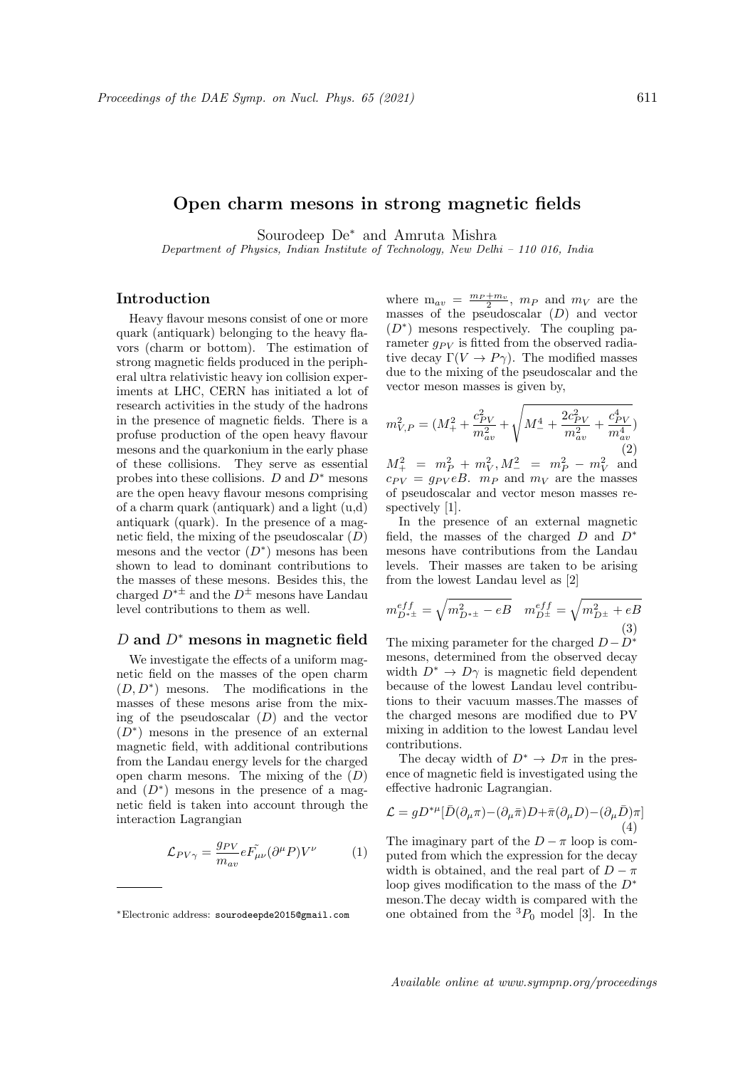# Open charm mesons in strong magnetic fields

Sourodeep De* and Amruta Mishra

*Department of Physics, Indian Institute of Technology, New Delhi – 110 016, India*

## Introduction

Heavy flavour mesons consist of one or more quark (antiquark) belonging to the heavy flavors (charm or bottom). The estimation of strong magnetic fields produced in the peripheral ultra relativistic heavy ion collision experiments at LHC, CERN has initiated a lot of research activities in the study of the hadrons in the presence of magnetic fields. There is a profuse production of the open heavy flavour mesons and the quarkonium in the early phase of these collisions. They serve as essential probes into these collisions. $D$ and $D^*$ mesons are the open heavy flavour mesons comprising of a charm quark (antiquark) and a light (u,d) antiquark (quark). In the presence of a magnetic field, the mixing of the pseudoscalar ($D$) mesons and the vector ($D^*$) mesons has been shown to lead to dominant contributions to the masses of these mesons. Besides this, the charged $D^{*\pm}$ and the $D^{\pm}$ mesons have Landau level contributions to them as well.

## $D$ and $D^*$ mesons in magnetic field

We investigate the effects of a uniform magnetic field on the masses of the open charm $(D, D^*)$ mesons. The modifications in the masses of these mesons arise from the mixing of the pseudoscalar ($D$) and the vector ($D^*$) mesons in the presence of an external magnetic field, with additional contributions from the Landau energy levels for the charged open charm mesons. The mixing of the ($D$) and ($D^*$) mesons in the presence of a magnetic field is taken into account through the interaction Lagrangian

$$\mathcal{L}_{PV\gamma} = \frac{g_{PV}}{m_{av}} e\tilde{F_{\mu\nu}}(\partial^{\mu}P)V^{\nu} \tag{1}$$

where $m_{av} = \frac{m_P + m_v}{2}$, $m_P$ and $m_V$ are the masses of the pseudoscalar ($D$) and vector ($D^*$) mesons respectively. The coupling parameter $g_{PV}$ is fitted from the observed radiative decay $\Gamma(V \rightarrow P\gamma)$. The modified masses due to the mixing of the pseudoscalar and the vector meson masses is given by,

$$m^2_{V,P} = (M^2_+ + \frac{c^2_{PV}}{m^2_{av}} + \sqrt{M^4_- + \frac{2c^2_{PV}}{m^2_{av}} + \frac{c^4_{PV}}{m^4_{av}}}) \tag{2}$$

$M^2_+ = m^2_P + m^2_V, M^2_- = m^2_P - m^2_V$ and $c_{PV} = g_{PV}eB$. $m_P$ and $m_V$ are the masses of pseudoscalar and vector meson masses respectively [1].

In the presence of an external magnetic field, the masses of the charged $D$ and $D^*$ mesons have contributions from the Landau levels. Their masses are taken to be arising from the lowest Landau level as [2]

$$m^{eff}_{D^{*\pm}} = \sqrt{m^2_{D^{*\pm}} - eB} \quad m^{eff}_{D^{\pm}} = \sqrt{m^2_{D^{\pm}} + eB} \tag{3}$$

The mixing parameter for the charged $D - D^*$ mesons, determined from the observed decay width $D^* \rightarrow D\gamma$ is magnetic field dependent because of the lowest Landau level contributions to their vacuum masses.The masses of the charged mesons are modified due to PV mixing in addition to the lowest Landau level contributions.

The decay width of $D^* \rightarrow D\pi$ in the presence of magnetic field is investigated using the effective hadronic Lagrangian.

$$\mathcal{L} = gD^{*\mu}[\bar{D}(\partial_{\mu}\pi) - (\partial_{\mu}\bar{\pi})D + \bar{\pi}(\partial_{\mu}D) - (\partial_{\mu}\bar{D})\pi] \tag{4}$$

The imaginary part of the $D - \pi$ loop is computed from which the expression for the decay width is obtained, and the real part of $D - \pi$ loop gives modification to the mass of the $D^*$ meson.The decay width is compared with the one obtained from the $^3P_0$ model [3]. In the

*Electronic address: sourodeepde2015@gmail.com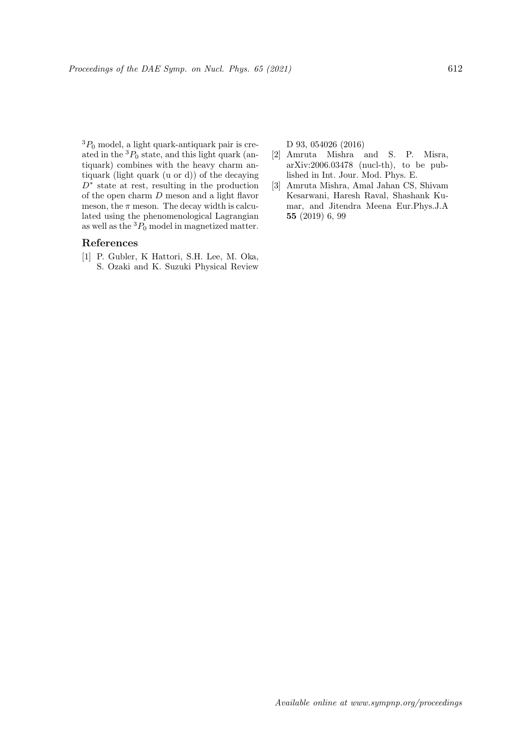$^3P_0$ model, a light quark-antiquark pair is created in the $^3P_0$ state, and this light quark (antiquark) combines with the heavy charm antiquark (light quark (u or d)) of the decaying $D^*$ state at rest, resulting in the production of the open charm $D$ meson and a light flavor meson, the $\pi$ meson. The decay width is calculated using the phenomenological Lagrangian as well as the $^3P_0$ model in magnetized matter.

## References

[1] P. Gubler, K Hattori, S.H. Lee, M. Oka, S. Ozaki and K. Suzuki Physical Review D 93, 054026 (2016)

[2] Amruta Mishra and S. P. Misra, arXiv:2006.03478 (nucl-th), to be published in Int. Jour. Mod. Phys. E.

[3] Amruta Mishra, Amal Jahan CS, Shivam Kesarwani, Haresh Raval, Shashank Kumar, and Jitendra Meena Eur.Phys.J.A **55** (2019) 6, 99